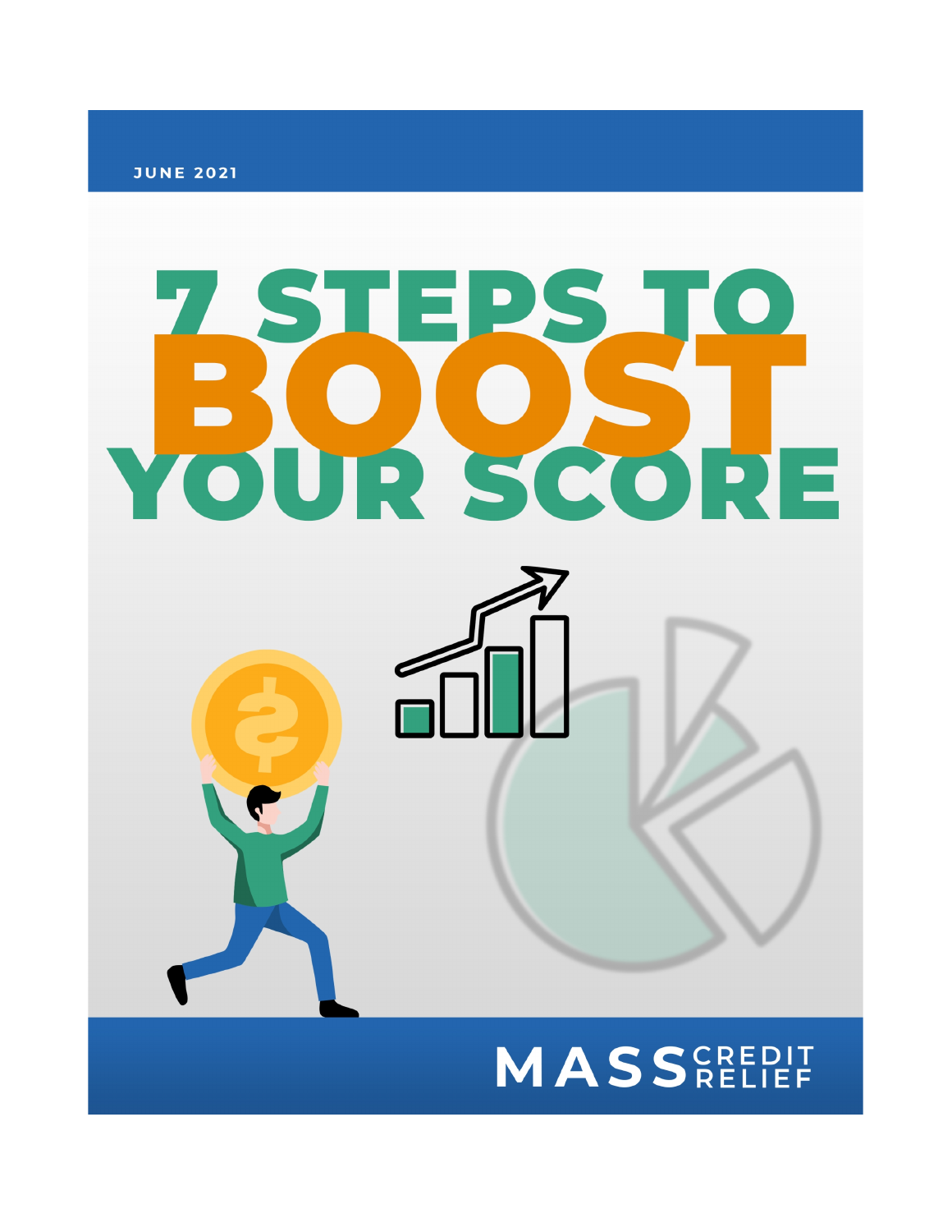JUNE 2021

# 7 STEPS TO BOOST YOUR SCORE

MASS CREDIT RELIEF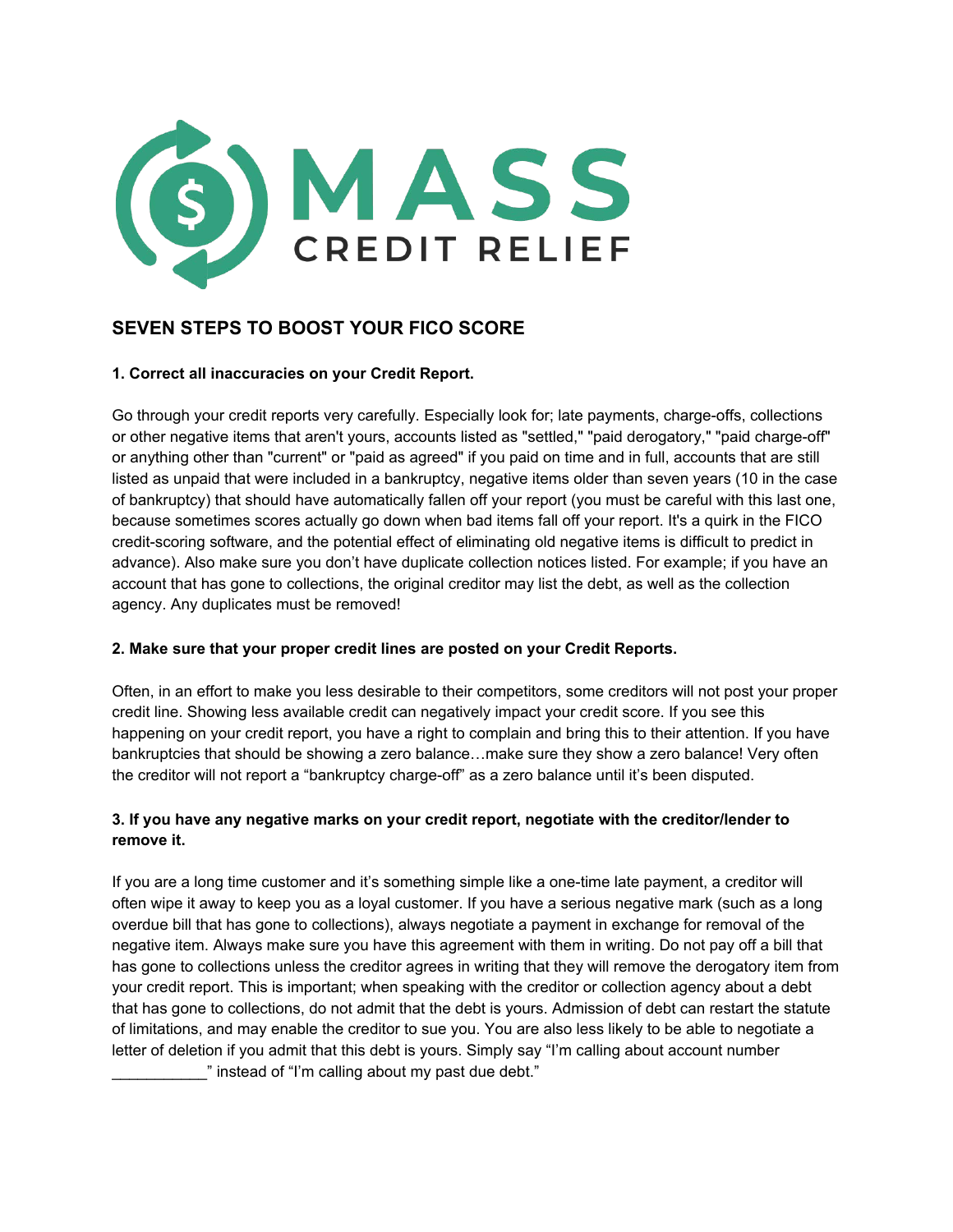## SEVEN STEPS TO BOOST YOUR FICO SCORE

**1. Correct all inaccuracies on your Credit Report.**

Go through your credit reports very carefully. Especially look for; late payments, charge-offs, collections or other negative items that aren't yours, accounts listed as "settled," "paid derogatory," "paid charge-off" or anything other than "current" or "paid as agreed" if you paid on time and in full, accounts that are still listed as unpaid that were included in a bankruptcy, negative items older than seven years (10 in the case of bankruptcy) that should have automatically fallen off your report (you must be careful with this last one, because sometimes scores actually go down when bad items fall off your report. It's a quirk in the FICO credit-scoring software, and the potential effect of eliminating old negative items is difficult to predict in advance). Also make sure you don't have duplicate collection notices listed. For example; if you have an account that has gone to collections, the original creditor may list the debt, as well as the collection agency. Any duplicates must be removed!

**2. Make sure that your proper credit lines are posted on your Credit Reports.**

Often, in an effort to make you less desirable to their competitors, some creditors will not post your proper credit line. Showing less available credit can negatively impact your credit score. If you see this happening on your credit report, you have a right to complain and bring this to their attention. If you have bankruptcies that should be showing a zero balance…make sure they show a zero balance! Very often the creditor will not report a "bankruptcy charge-off" as a zero balance until it's been disputed.

**3. If you have any negative marks on your credit report, negotiate with the creditor/lender to remove it.**

If you are a long time customer and it's something simple like a one-time late payment, a creditor will often wipe it away to keep you as a loyal customer. If you have a serious negative mark (such as a long overdue bill that has gone to collections), always negotiate a payment in exchange for removal of the negative item. Always make sure you have this agreement with them in writing. Do not pay off a bill that has gone to collections unless the creditor agrees in writing that they will remove the derogatory item from your credit report. This is important; when speaking with the creditor or collection agency about a debt that has gone to collections, do not admit that the debt is yours. Admission of debt can restart the statute of limitations, and may enable the creditor to sue you. You are also less likely to be able to negotiate a letter of deletion if you admit that this debt is yours. Simply say "I'm calling about account number ___________" instead of "I'm calling about my past due debt."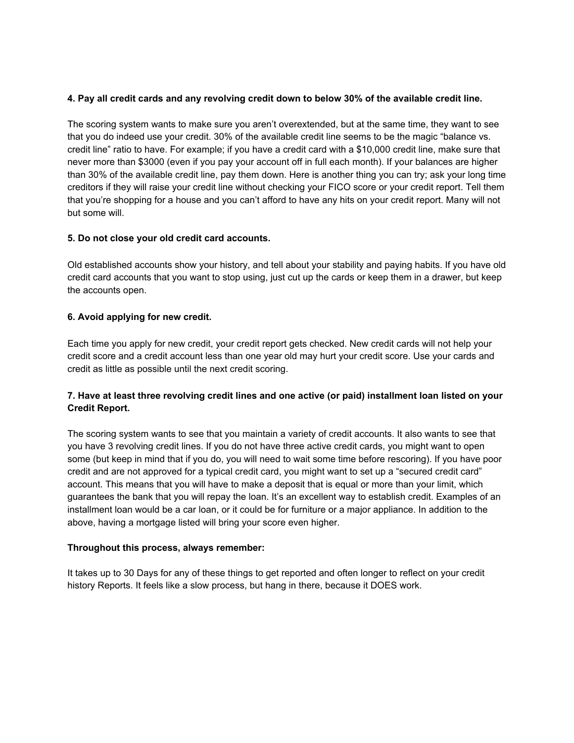**4. Pay all credit cards and any revolving credit down to below 30% of the available credit line.**

The scoring system wants to make sure you aren't overextended, but at the same time, they want to see that you do indeed use your credit. 30% of the available credit line seems to be the magic "balance vs. credit line" ratio to have. For example; if you have a credit card with a $10,000 credit line, make sure that never more than $3000 (even if you pay your account off in full each month). If your balances are higher than 30% of the available credit line, pay them down. Here is another thing you can try; ask your long time creditors if they will raise your credit line without checking your FICO score or your credit report. Tell them that you're shopping for a house and you can't afford to have any hits on your credit report. Many will not but some will.

**5. Do not close your old credit card accounts.**

Old established accounts show your history, and tell about your stability and paying habits. If you have old credit card accounts that you want to stop using, just cut up the cards or keep them in a drawer, but keep the accounts open.

**6. Avoid applying for new credit.**

Each time you apply for new credit, your credit report gets checked. New credit cards will not help your credit score and a credit account less than one year old may hurt your credit score. Use your cards and credit as little as possible until the next credit scoring.

**7. Have at least three revolving credit lines and one active (or paid) installment loan listed on your Credit Report.**

The scoring system wants to see that you maintain a variety of credit accounts. It also wants to see that you have 3 revolving credit lines. If you do not have three active credit cards, you might want to open some (but keep in mind that if you do, you will need to wait some time before rescoring). If you have poor credit and are not approved for a typical credit card, you might want to set up a "secured credit card" account. This means that you will have to make a deposit that is equal or more than your limit, which guarantees the bank that you will repay the loan. It's an excellent way to establish credit. Examples of an installment loan would be a car loan, or it could be for furniture or a major appliance. In addition to the above, having a mortgage listed will bring your score even higher.

**Throughout this process, always remember:**

It takes up to 30 Days for any of these things to get reported and often longer to reflect on your credit history Reports. It feels like a slow process, but hang in there, because it DOES work.